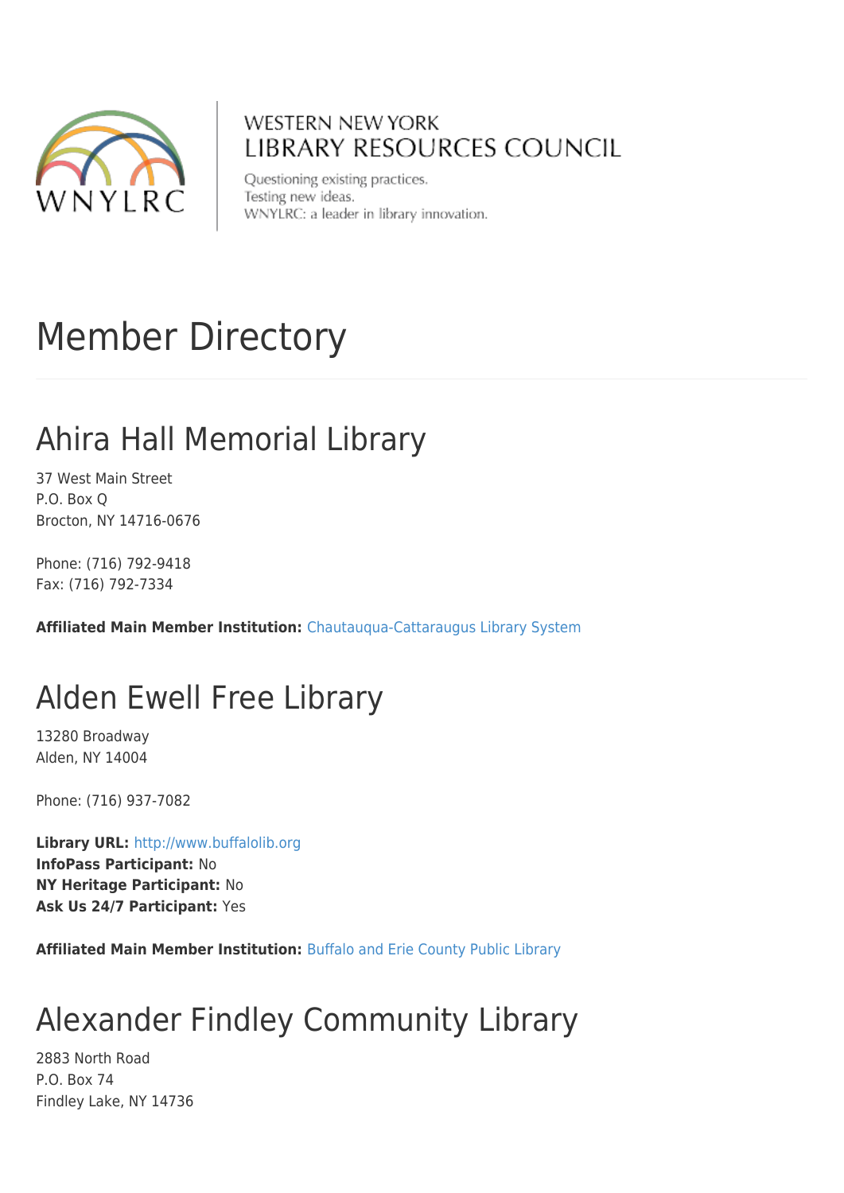WESTERN NEW YORK
LIBRARY RESOURCES COUNCIL

Questioning existing practices.
Testing new ideas.
WNYLRC: a leader in library innovation.

# Member Directory

## Ahira Hall Memorial Library

37 West Main Street
P.O. Box Q
Brocton, NY 14716-0676

Phone: (716) 792-9418
Fax: (716) 792-7334

**Affiliated Main Member Institution:** Chautauqua-Cattaraugus Library System

## Alden Ewell Free Library

13280 Broadway
Alden, NY 14004

Phone: (716) 937-7082

**Library URL:** http://www.buffalolib.org
**InfoPass Participant:** No
**NY Heritage Participant:** No
**Ask Us 24/7 Participant:** Yes

**Affiliated Main Member Institution:** Buffalo and Erie County Public Library

## Alexander Findley Community Library

2883 North Road
P.O. Box 74
Findley Lake, NY 14736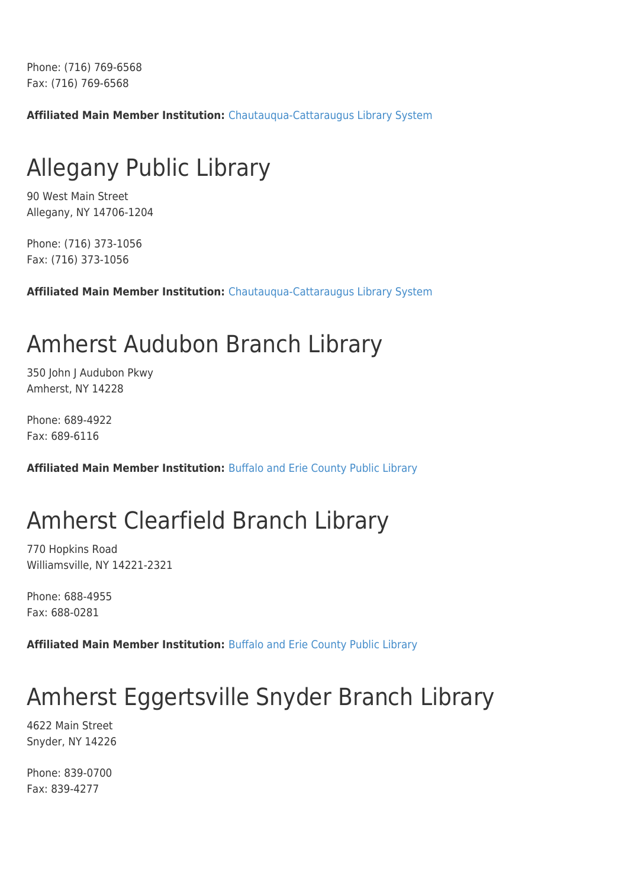Phone: (716) 769-6568
Fax: (716) 769-6568

**Affiliated Main Member Institution:** Chautauqua-Cattaraugus Library System

# Allegany Public Library

90 West Main Street
Allegany, NY 14706-1204

Phone: (716) 373-1056
Fax: (716) 373-1056

**Affiliated Main Member Institution:** Chautauqua-Cattaraugus Library System

# Amherst Audubon Branch Library

350 John J Audubon Pkwy
Amherst, NY 14228

Phone: 689-4922
Fax: 689-6116

**Affiliated Main Member Institution:** Buffalo and Erie County Public Library

# Amherst Clearfield Branch Library

770 Hopkins Road
Williamsville, NY 14221-2321

Phone: 688-4955
Fax: 688-0281

**Affiliated Main Member Institution:** Buffalo and Erie County Public Library

# Amherst Eggertsville Snyder Branch Library

4622 Main Street
Snyder, NY 14226

Phone: 839-0700
Fax: 839-4277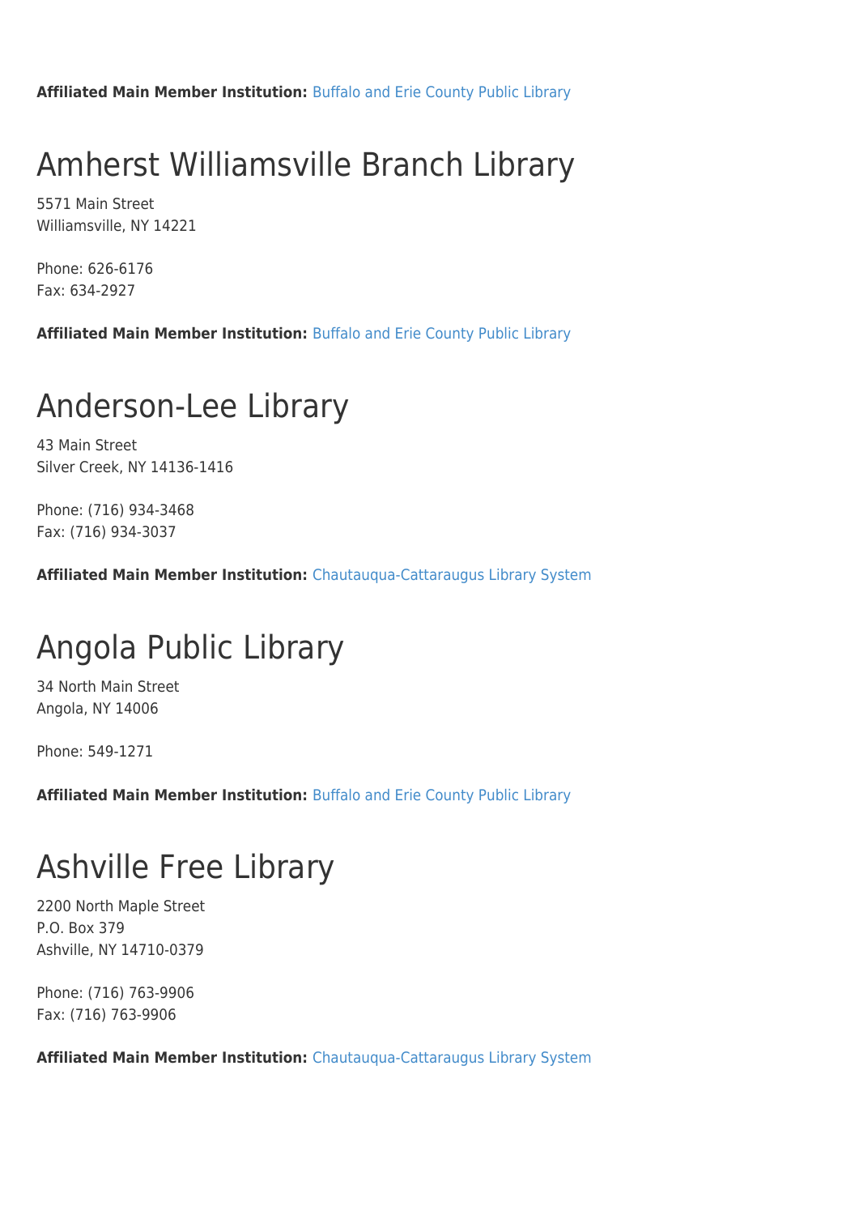**Affiliated Main Member Institution:** Buffalo and Erie County Public Library

# Amherst Williamsville Branch Library

5571 Main Street
Williamsville, NY 14221

Phone: 626-6176
Fax: 634-2927

**Affiliated Main Member Institution:** Buffalo and Erie County Public Library

# Anderson-Lee Library

43 Main Street
Silver Creek, NY 14136-1416

Phone: (716) 934-3468
Fax: (716) 934-3037

**Affiliated Main Member Institution:** Chautauqua-Cattaraugus Library System

# Angola Public Library

34 North Main Street
Angola, NY 14006

Phone: 549-1271

**Affiliated Main Member Institution:** Buffalo and Erie County Public Library

# Ashville Free Library

2200 North Maple Street
P.O. Box 379
Ashville, NY 14710-0379

Phone: (716) 763-9906
Fax: (716) 763-9906

**Affiliated Main Member Institution:** Chautauqua-Cattaraugus Library System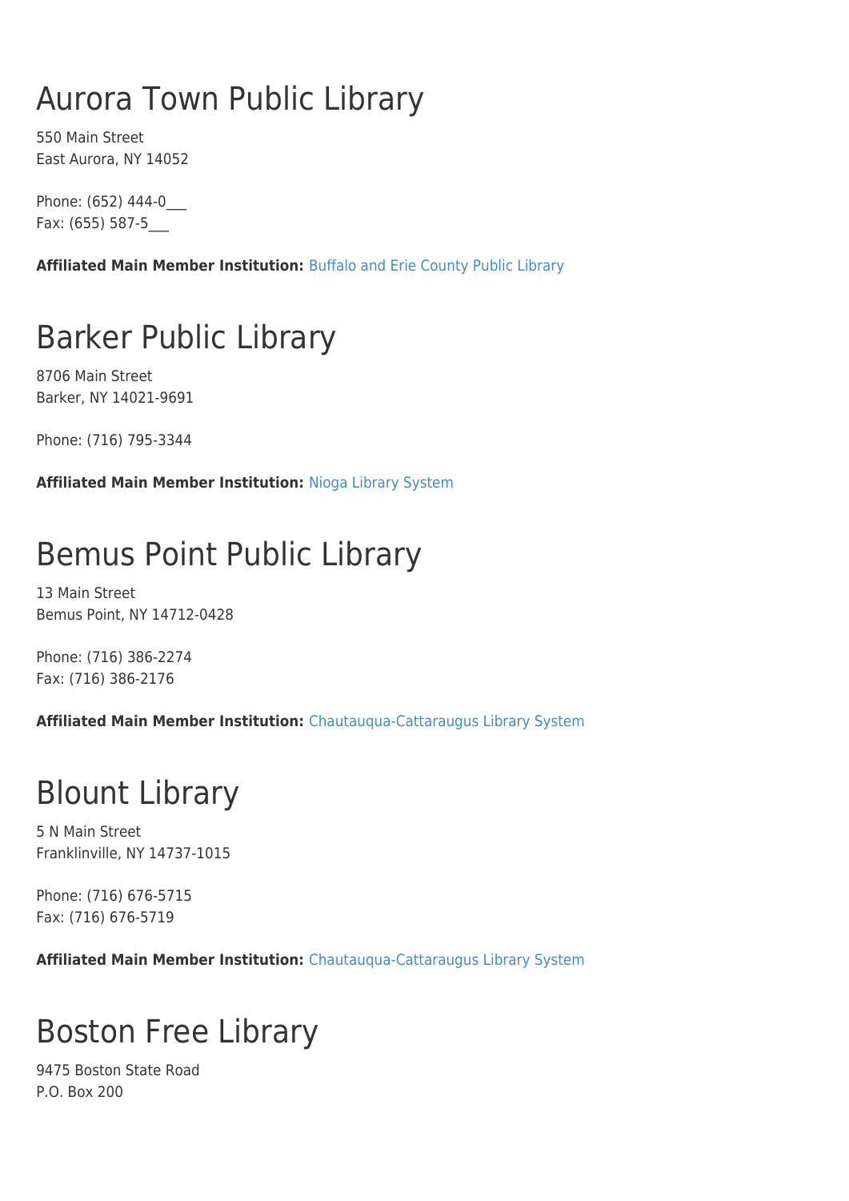# Aurora Town Public Library

550 Main Street
East Aurora, NY 14052

Phone: (652) 444-0___
Fax: (655) 587-5___

**Affiliated Main Member Institution:** Buffalo and Erie County Public Library

# Barker Public Library

8706 Main Street
Barker, NY 14021-9691

Phone: (716) 795-3344

**Affiliated Main Member Institution:** Nioga Library System

# Bemus Point Public Library

13 Main Street
Bemus Point, NY 14712-0428

Phone: (716) 386-2274
Fax: (716) 386-2176

**Affiliated Main Member Institution:** Chautauqua-Cattaraugus Library System

# Blount Library

5 N Main Street
Franklinville, NY 14737-1015

Phone: (716) 676-5715
Fax: (716) 676-5719

**Affiliated Main Member Institution:** Chautauqua-Cattaraugus Library System

# Boston Free Library

9475 Boston State Road
P.O. Box 200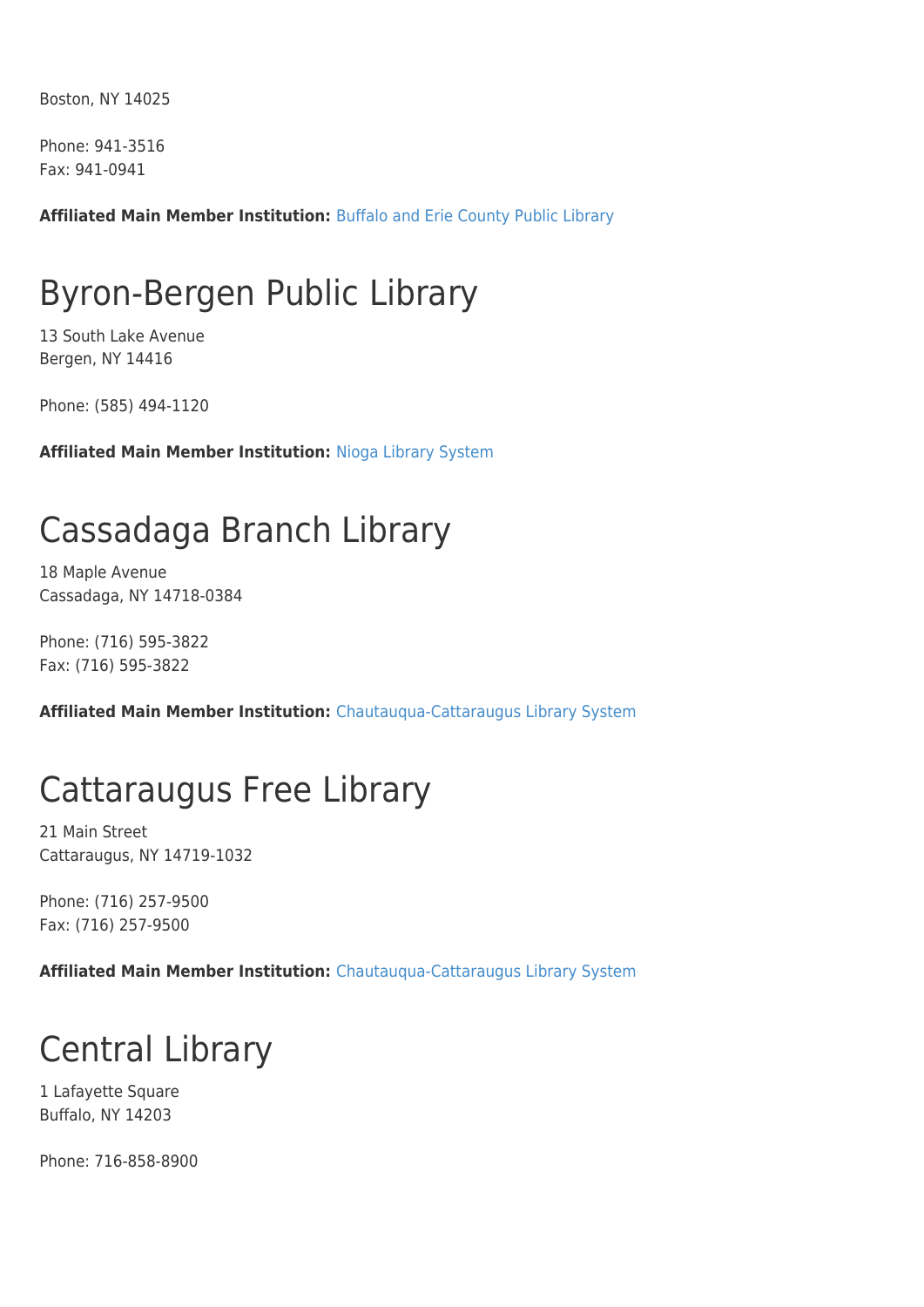Boston, NY 14025

Phone: 941-3516
Fax: 941-0941

**Affiliated Main Member Institution:** Buffalo and Erie County Public Library

# Byron-Bergen Public Library

13 South Lake Avenue
Bergen, NY 14416

Phone: (585) 494-1120

**Affiliated Main Member Institution:** Nioga Library System

# Cassadaga Branch Library

18 Maple Avenue
Cassadaga, NY 14718-0384

Phone: (716) 595-3822
Fax: (716) 595-3822

**Affiliated Main Member Institution:** Chautauqua-Cattaraugus Library System

# Cattaraugus Free Library

21 Main Street
Cattaraugus, NY 14719-1032

Phone: (716) 257-9500
Fax: (716) 257-9500

**Affiliated Main Member Institution:** Chautauqua-Cattaraugus Library System

# Central Library

1 Lafayette Square
Buffalo, NY 14203

Phone: 716-858-8900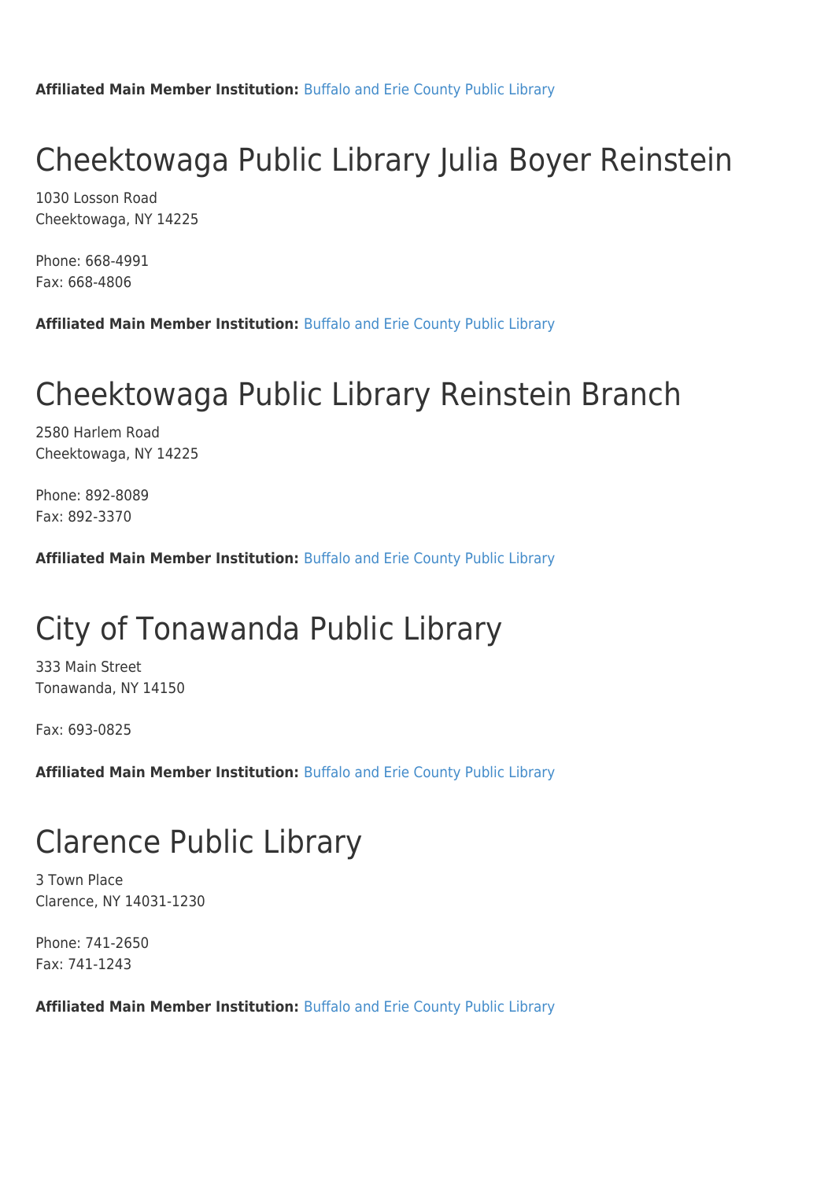**Affiliated Main Member Institution:** Buffalo and Erie County Public Library

# Cheektowaga Public Library Julia Boyer Reinstein

1030 Losson Road
Cheektowaga, NY 14225

Phone: 668-4991
Fax: 668-4806

**Affiliated Main Member Institution:** Buffalo and Erie County Public Library

# Cheektowaga Public Library Reinstein Branch

2580 Harlem Road
Cheektowaga, NY 14225

Phone: 892-8089
Fax: 892-3370

**Affiliated Main Member Institution:** Buffalo and Erie County Public Library

# City of Tonawanda Public Library

333 Main Street
Tonawanda, NY 14150

Fax: 693-0825

**Affiliated Main Member Institution:** Buffalo and Erie County Public Library

# Clarence Public Library

3 Town Place
Clarence, NY 14031-1230

Phone: 741-2650
Fax: 741-1243

**Affiliated Main Member Institution:** Buffalo and Erie County Public Library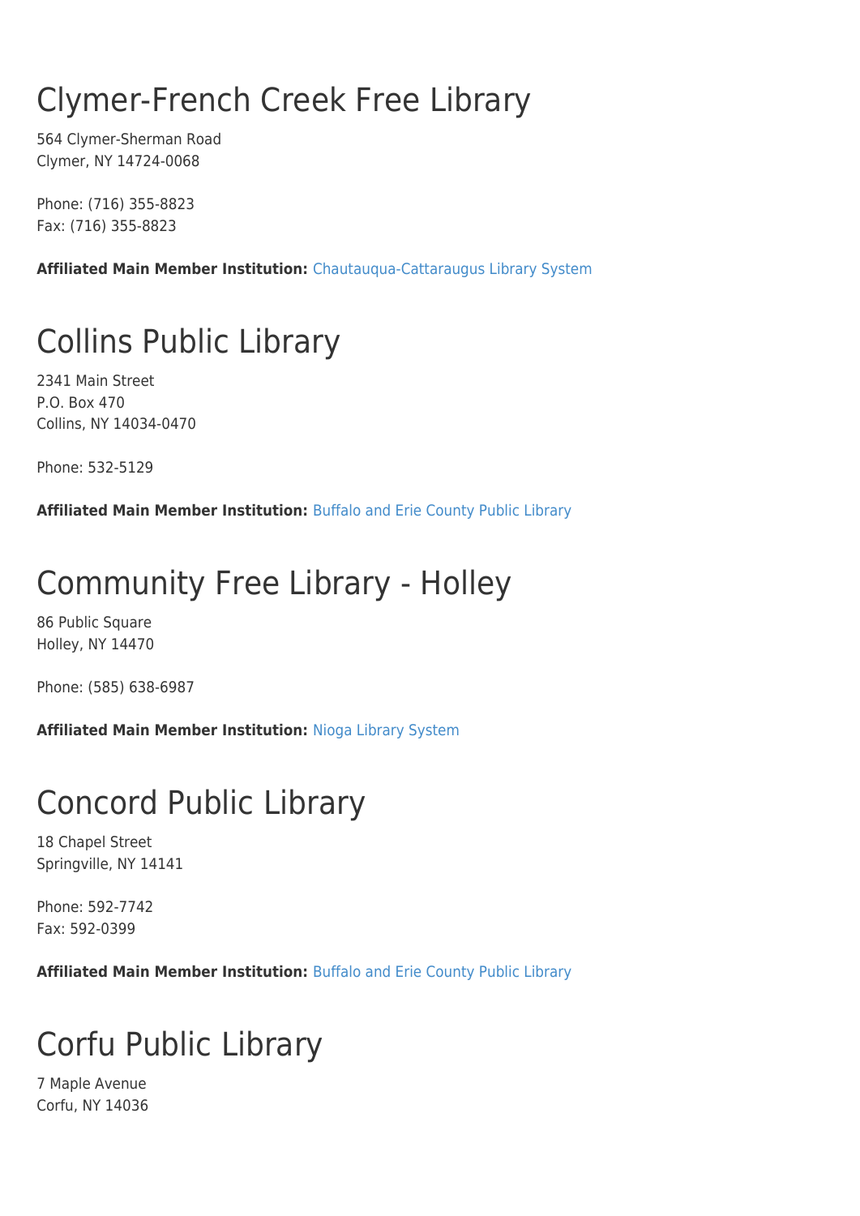# Clymer-French Creek Free Library

564 Clymer-Sherman Road
Clymer, NY 14724-0068

Phone: (716) 355-8823
Fax: (716) 355-8823

**Affiliated Main Member Institution:** Chautauqua-Cattaraugus Library System

# Collins Public Library

2341 Main Street
P.O. Box 470
Collins, NY 14034-0470

Phone: 532-5129

**Affiliated Main Member Institution:** Buffalo and Erie County Public Library

# Community Free Library - Holley

86 Public Square
Holley, NY 14470

Phone: (585) 638-6987

**Affiliated Main Member Institution:** Nioga Library System

# Concord Public Library

18 Chapel Street
Springville, NY 14141

Phone: 592-7742
Fax: 592-0399

**Affiliated Main Member Institution:** Buffalo and Erie County Public Library

# Corfu Public Library

7 Maple Avenue
Corfu, NY 14036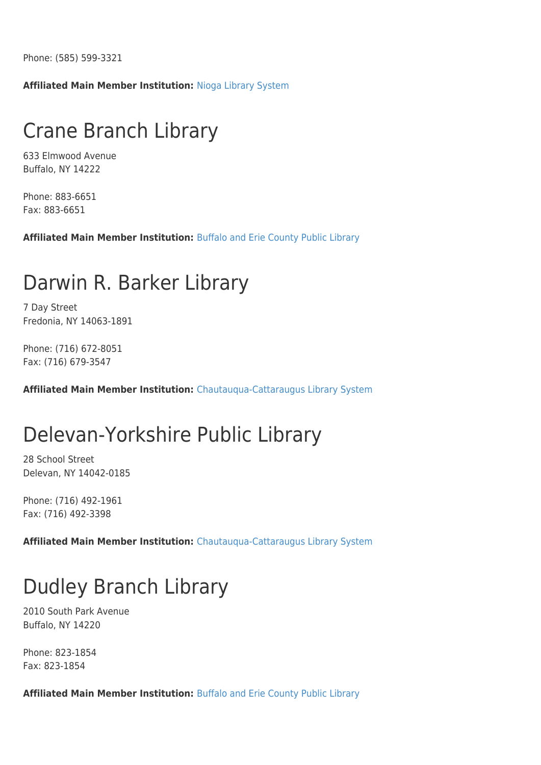Phone: (585) 599-3321

**Affiliated Main Member Institution:** Nioga Library System

# Crane Branch Library

633 Elmwood Avenue
Buffalo, NY 14222

Phone: 883-6651
Fax: 883-6651

**Affiliated Main Member Institution:** Buffalo and Erie County Public Library

# Darwin R. Barker Library

7 Day Street
Fredonia, NY 14063-1891

Phone: (716) 672-8051
Fax: (716) 679-3547

**Affiliated Main Member Institution:** Chautauqua-Cattaraugus Library System

# Delevan-Yorkshire Public Library

28 School Street
Delevan, NY 14042-0185

Phone: (716) 492-1961
Fax: (716) 492-3398

**Affiliated Main Member Institution:** Chautauqua-Cattaraugus Library System

# Dudley Branch Library

2010 South Park Avenue
Buffalo, NY 14220

Phone: 823-1854
Fax: 823-1854

**Affiliated Main Member Institution:** Buffalo and Erie County Public Library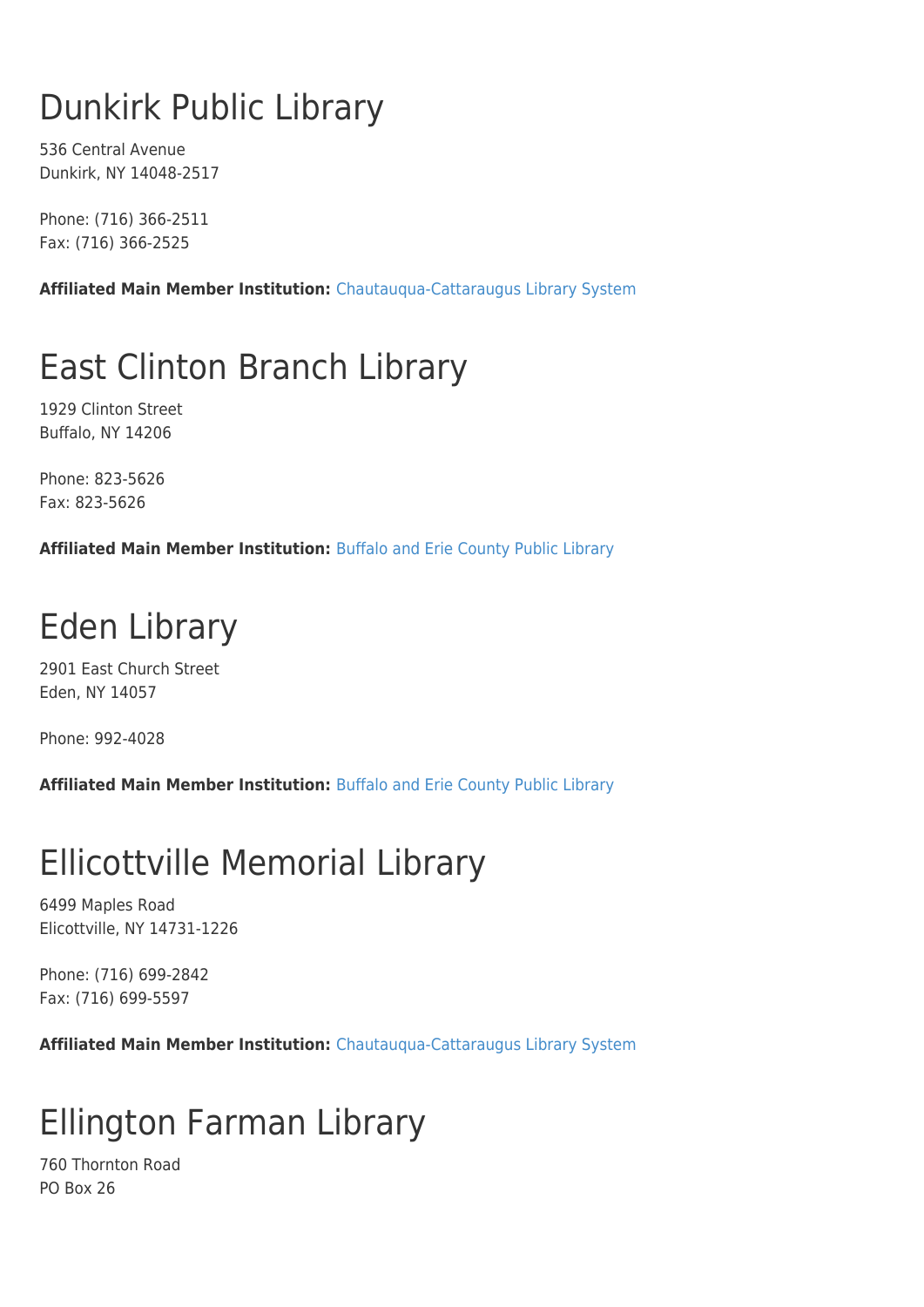# Dunkirk Public Library

536 Central Avenue
Dunkirk, NY 14048-2517

Phone: (716) 366-2511
Fax: (716) 366-2525

**Affiliated Main Member Institution:** Chautauqua-Cattaraugus Library System

# East Clinton Branch Library

1929 Clinton Street
Buffalo, NY 14206

Phone: 823-5626
Fax: 823-5626

**Affiliated Main Member Institution:** Buffalo and Erie County Public Library

# Eden Library

2901 East Church Street
Eden, NY 14057

Phone: 992-4028

**Affiliated Main Member Institution:** Buffalo and Erie County Public Library

# Ellicottville Memorial Library

6499 Maples Road
Elicottville, NY 14731-1226

Phone: (716) 699-2842
Fax: (716) 699-5597

**Affiliated Main Member Institution:** Chautauqua-Cattaraugus Library System

# Ellington Farman Library

760 Thornton Road
PO Box 26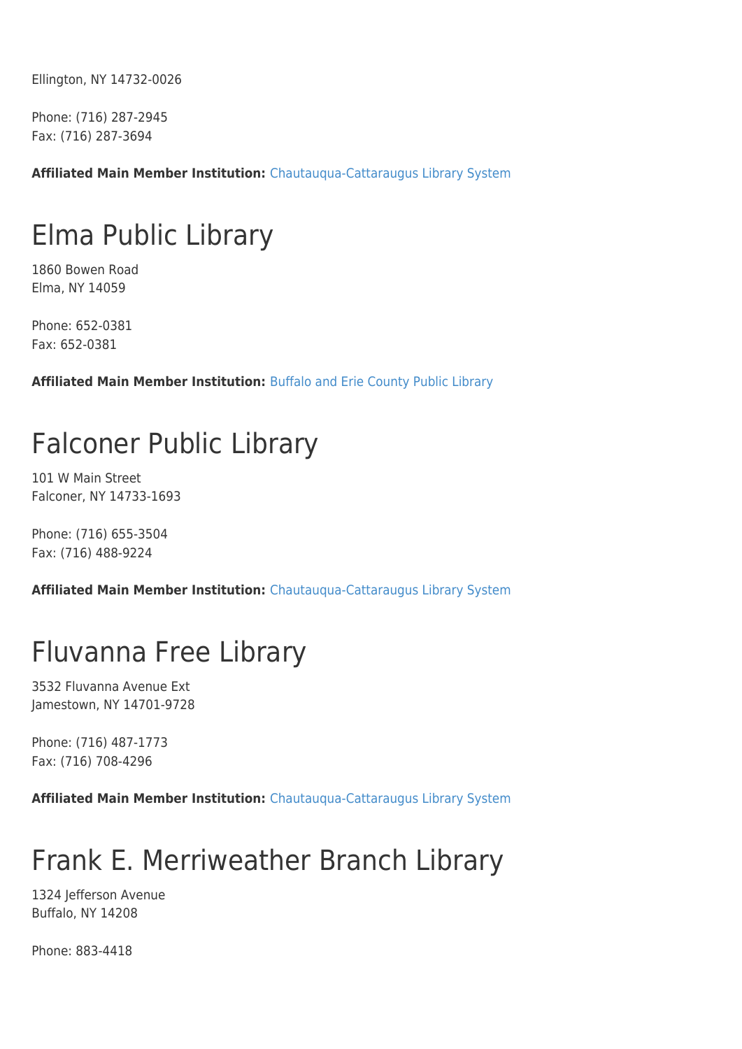Ellington, NY 14732-0026

Phone: (716) 287-2945
Fax: (716) 287-3694

**Affiliated Main Member Institution:** Chautauqua-Cattaraugus Library System

# Elma Public Library

1860 Bowen Road
Elma, NY 14059

Phone: 652-0381
Fax: 652-0381

**Affiliated Main Member Institution:** Buffalo and Erie County Public Library

# Falconer Public Library

101 W Main Street
Falconer, NY 14733-1693

Phone: (716) 655-3504
Fax: (716) 488-9224

**Affiliated Main Member Institution:** Chautauqua-Cattaraugus Library System

# Fluvanna Free Library

3532 Fluvanna Avenue Ext
Jamestown, NY 14701-9728

Phone: (716) 487-1773
Fax: (716) 708-4296

**Affiliated Main Member Institution:** Chautauqua-Cattaraugus Library System

# Frank E. Merriweather Branch Library

1324 Jefferson Avenue
Buffalo, NY 14208

Phone: 883-4418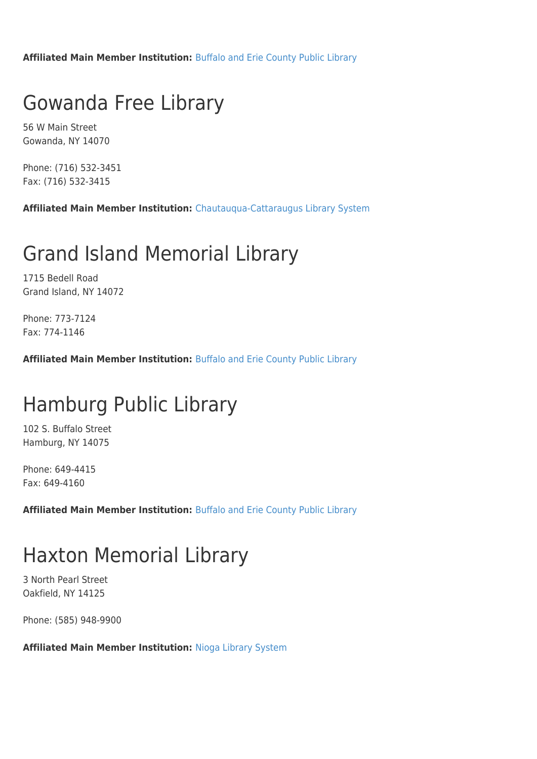**Affiliated Main Member Institution:** Buffalo and Erie County Public Library

# Gowanda Free Library

56 W Main Street
Gowanda, NY 14070

Phone: (716) 532-3451
Fax: (716) 532-3415

**Affiliated Main Member Institution:** Chautauqua-Cattaraugus Library System

# Grand Island Memorial Library

1715 Bedell Road
Grand Island, NY 14072

Phone: 773-7124
Fax: 774-1146

**Affiliated Main Member Institution:** Buffalo and Erie County Public Library

# Hamburg Public Library

102 S. Buffalo Street
Hamburg, NY 14075

Phone: 649-4415
Fax: 649-4160

**Affiliated Main Member Institution:** Buffalo and Erie County Public Library

# Haxton Memorial Library

3 North Pearl Street
Oakfield, NY 14125

Phone: (585) 948-9900

**Affiliated Main Member Institution:** Nioga Library System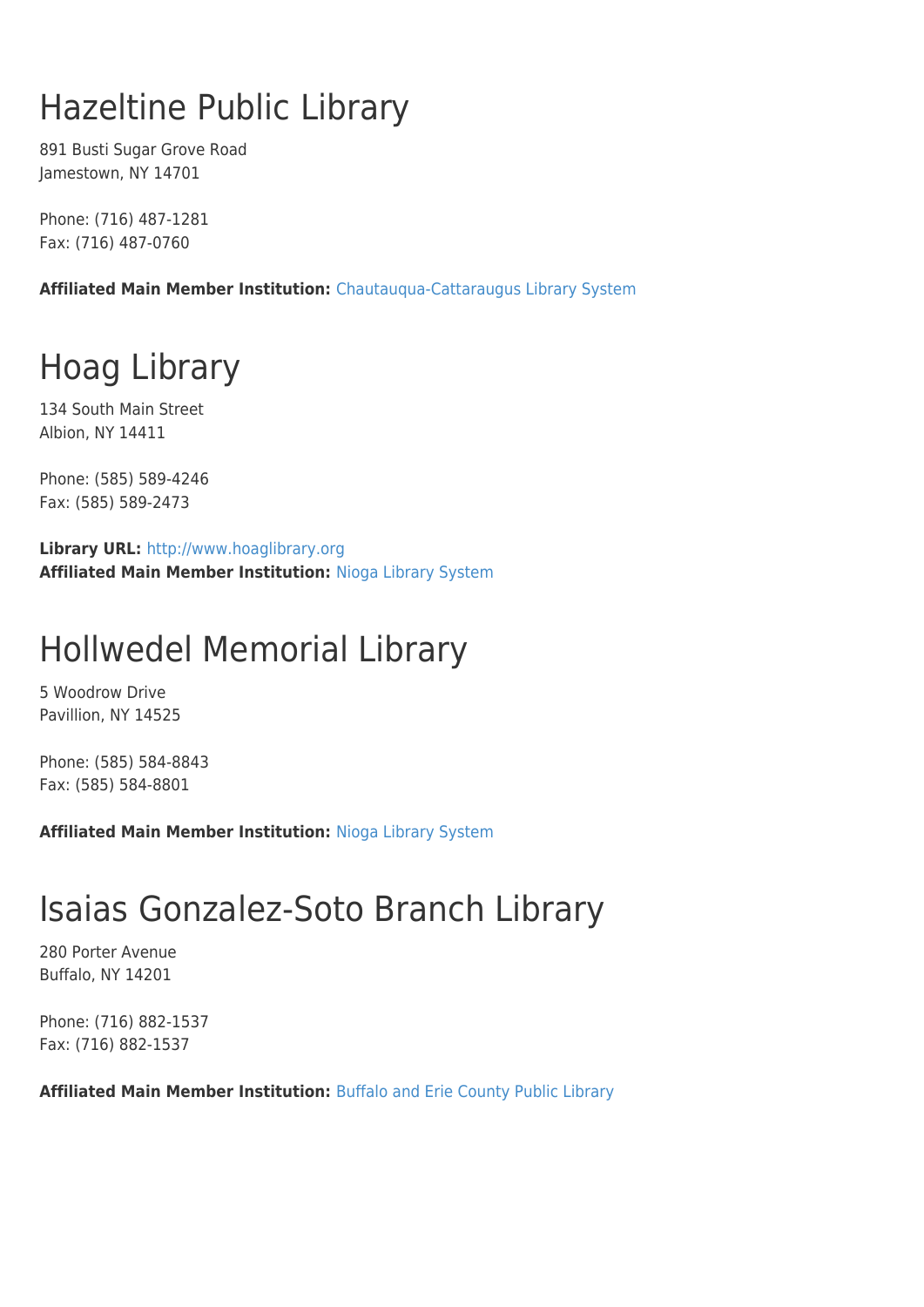# Hazeltine Public Library

891 Busti Sugar Grove Road
Jamestown, NY 14701

Phone: (716) 487-1281
Fax: (716) 487-0760

**Affiliated Main Member Institution:** Chautauqua-Cattaraugus Library System

# Hoag Library

134 South Main Street
Albion, NY 14411

Phone: (585) 589-4246
Fax: (585) 589-2473

**Library URL:** http://www.hoaglibrary.org
**Affiliated Main Member Institution:** Nioga Library System

# Hollwedel Memorial Library

5 Woodrow Drive
Pavillion, NY 14525

Phone: (585) 584-8843
Fax: (585) 584-8801

**Affiliated Main Member Institution:** Nioga Library System

# Isaias Gonzalez-Soto Branch Library

280 Porter Avenue
Buffalo, NY 14201

Phone: (716) 882-1537
Fax: (716) 882-1537

**Affiliated Main Member Institution:** Buffalo and Erie County Public Library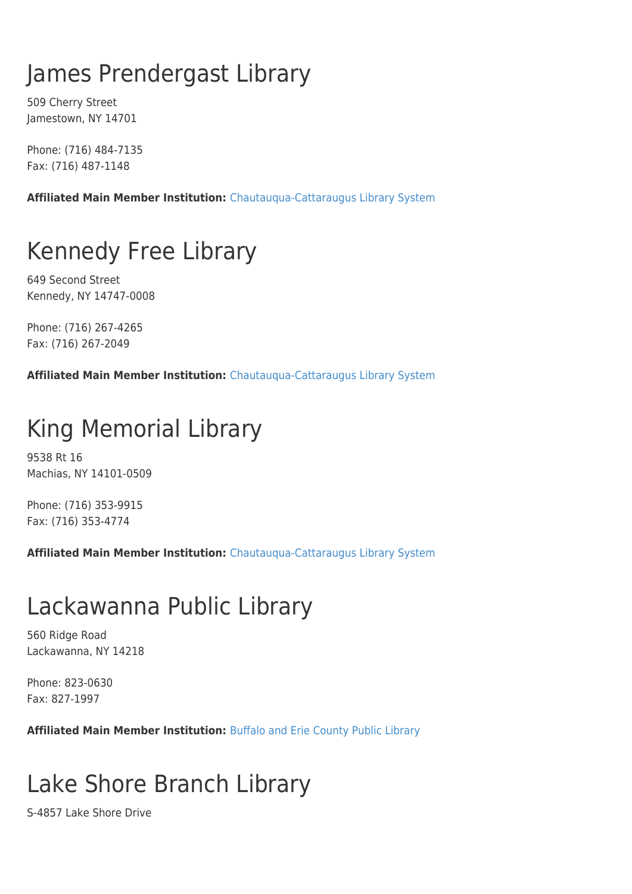# James Prendergast Library

509 Cherry Street
Jamestown, NY 14701

Phone: (716) 484-7135
Fax: (716) 487-1148

**Affiliated Main Member Institution:** Chautauqua-Cattaraugus Library System

# Kennedy Free Library

649 Second Street
Kennedy, NY 14747-0008

Phone: (716) 267-4265
Fax: (716) 267-2049

**Affiliated Main Member Institution:** Chautauqua-Cattaraugus Library System

# King Memorial Library

9538 Rt 16
Machias, NY 14101-0509

Phone: (716) 353-9915
Fax: (716) 353-4774

**Affiliated Main Member Institution:** Chautauqua-Cattaraugus Library System

# Lackawanna Public Library

560 Ridge Road
Lackawanna, NY 14218

Phone: 823-0630
Fax: 827-1997

**Affiliated Main Member Institution:** Buffalo and Erie County Public Library

# Lake Shore Branch Library

S-4857 Lake Shore Drive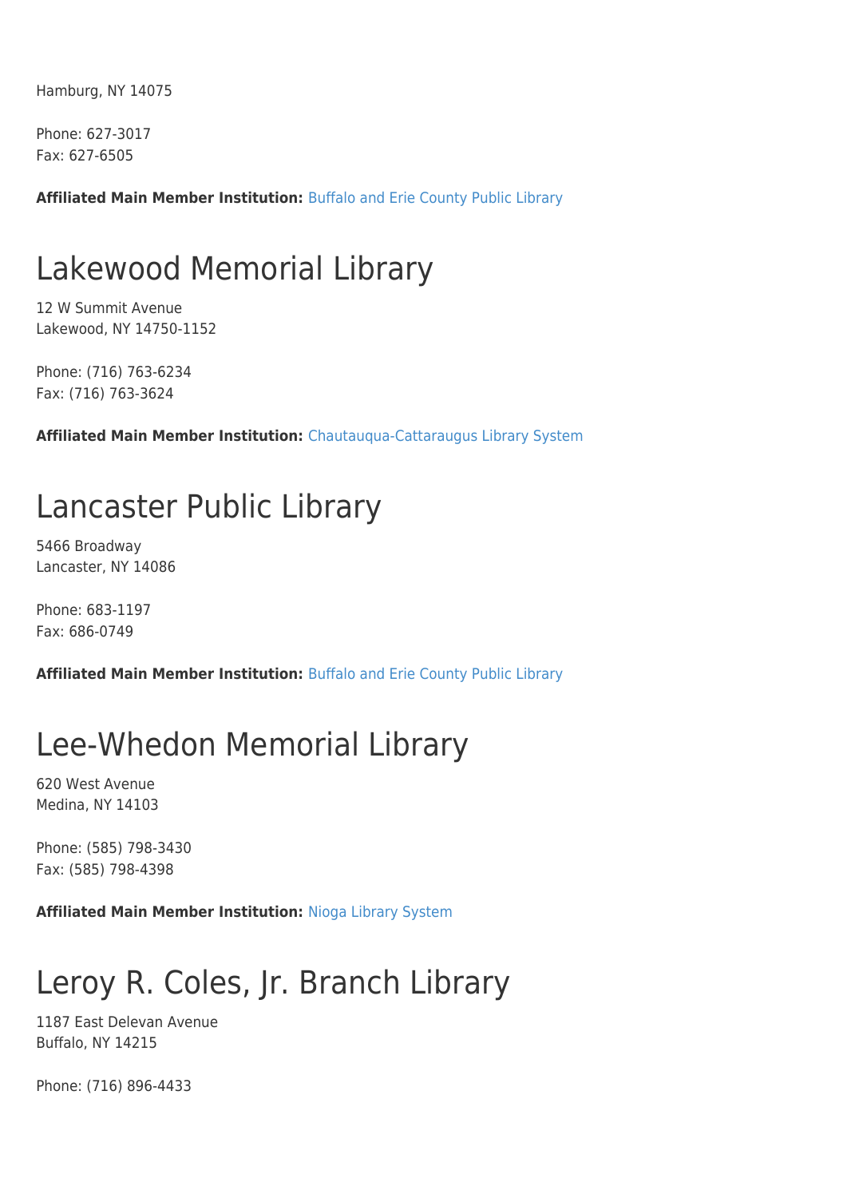Hamburg, NY 14075

Phone: 627-3017
Fax: 627-6505

**Affiliated Main Member Institution:** Buffalo and Erie County Public Library

# Lakewood Memorial Library

12 W Summit Avenue
Lakewood, NY 14750-1152

Phone: (716) 763-6234
Fax: (716) 763-3624

**Affiliated Main Member Institution:** Chautauqua-Cattaraugus Library System

# Lancaster Public Library

5466 Broadway
Lancaster, NY 14086

Phone: 683-1197
Fax: 686-0749

**Affiliated Main Member Institution:** Buffalo and Erie County Public Library

# Lee-Whedon Memorial Library

620 West Avenue
Medina, NY 14103

Phone: (585) 798-3430
Fax: (585) 798-4398

**Affiliated Main Member Institution:** Nioga Library System

# Leroy R. Coles, Jr. Branch Library

1187 East Delevan Avenue
Buffalo, NY 14215

Phone: (716) 896-4433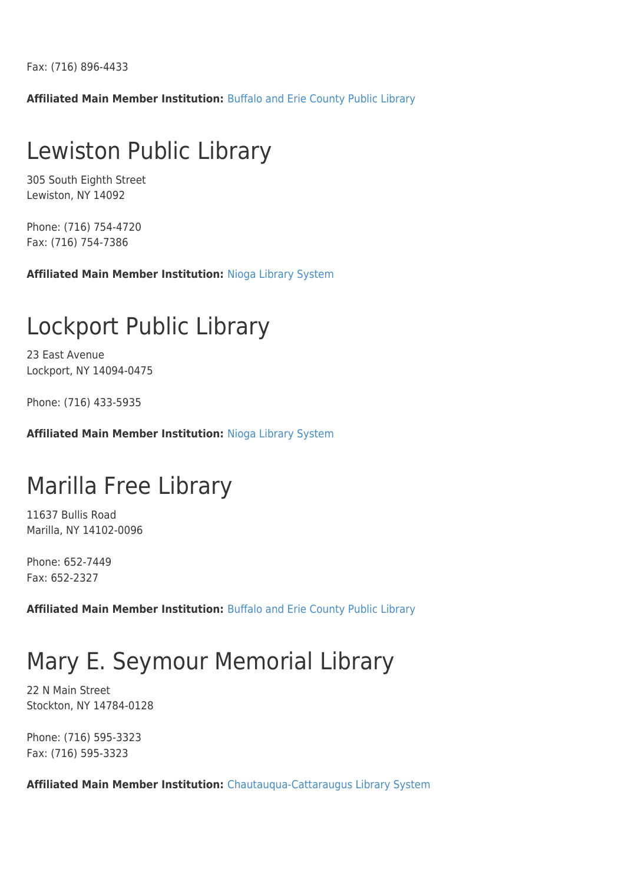Fax: (716) 896-4433

**Affiliated Main Member Institution:** Buffalo and Erie County Public Library

# Lewiston Public Library

305 South Eighth Street
Lewiston, NY 14092

Phone: (716) 754-4720
Fax: (716) 754-7386

**Affiliated Main Member Institution:** Nioga Library System

# Lockport Public Library

23 East Avenue
Lockport, NY 14094-0475

Phone: (716) 433-5935

**Affiliated Main Member Institution:** Nioga Library System

# Marilla Free Library

11637 Bullis Road
Marilla, NY 14102-0096

Phone: 652-7449
Fax: 652-2327

**Affiliated Main Member Institution:** Buffalo and Erie County Public Library

# Mary E. Seymour Memorial Library

22 N Main Street
Stockton, NY 14784-0128

Phone: (716) 595-3323
Fax: (716) 595-3323

**Affiliated Main Member Institution:** Chautauqua-Cattaraugus Library System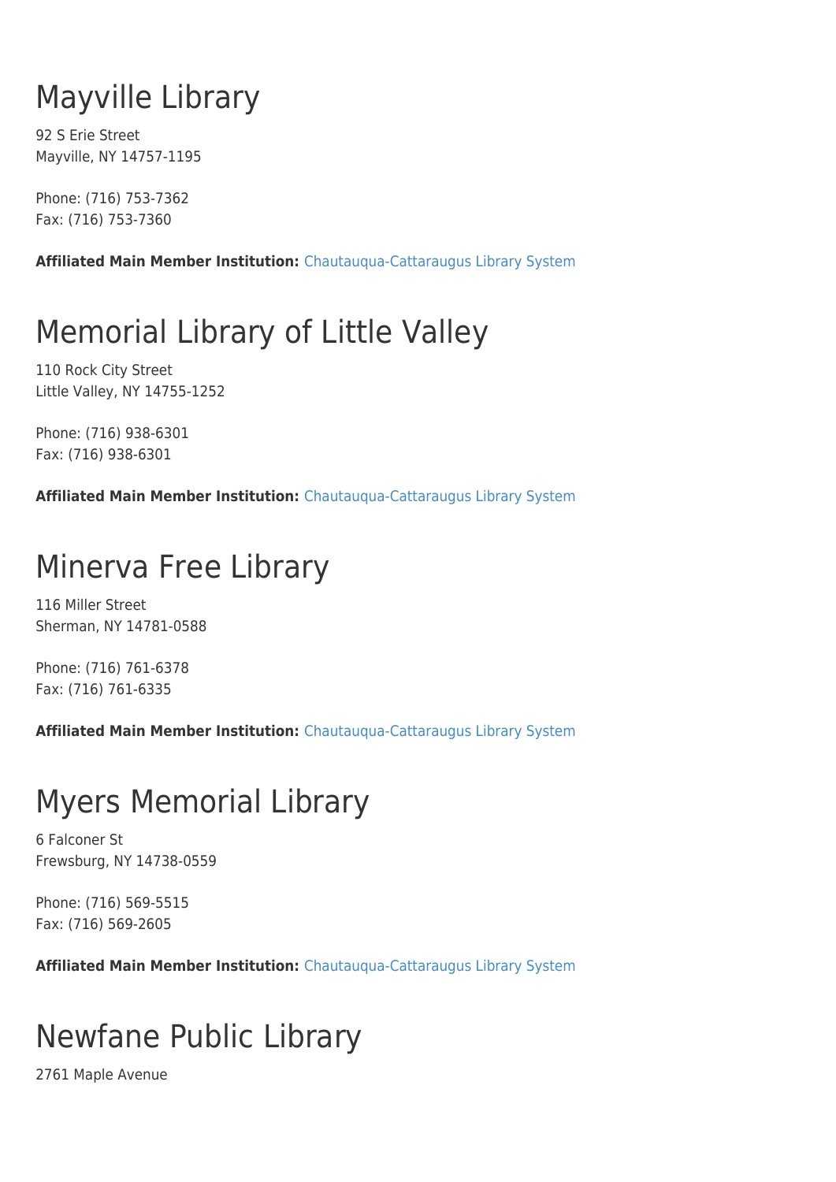# Mayville Library

92 S Erie Street
Mayville, NY 14757-1195

Phone: (716) 753-7362
Fax: (716) 753-7360

**Affiliated Main Member Institution:** Chautauqua-Cattaraugus Library System

# Memorial Library of Little Valley

110 Rock City Street
Little Valley, NY 14755-1252

Phone: (716) 938-6301
Fax: (716) 938-6301

**Affiliated Main Member Institution:** Chautauqua-Cattaraugus Library System

# Minerva Free Library

116 Miller Street
Sherman, NY 14781-0588

Phone: (716) 761-6378
Fax: (716) 761-6335

**Affiliated Main Member Institution:** Chautauqua-Cattaraugus Library System

# Myers Memorial Library

6 Falconer St
Frewsburg, NY 14738-0559

Phone: (716) 569-5515
Fax: (716) 569-2605

**Affiliated Main Member Institution:** Chautauqua-Cattaraugus Library System

# Newfane Public Library

2761 Maple Avenue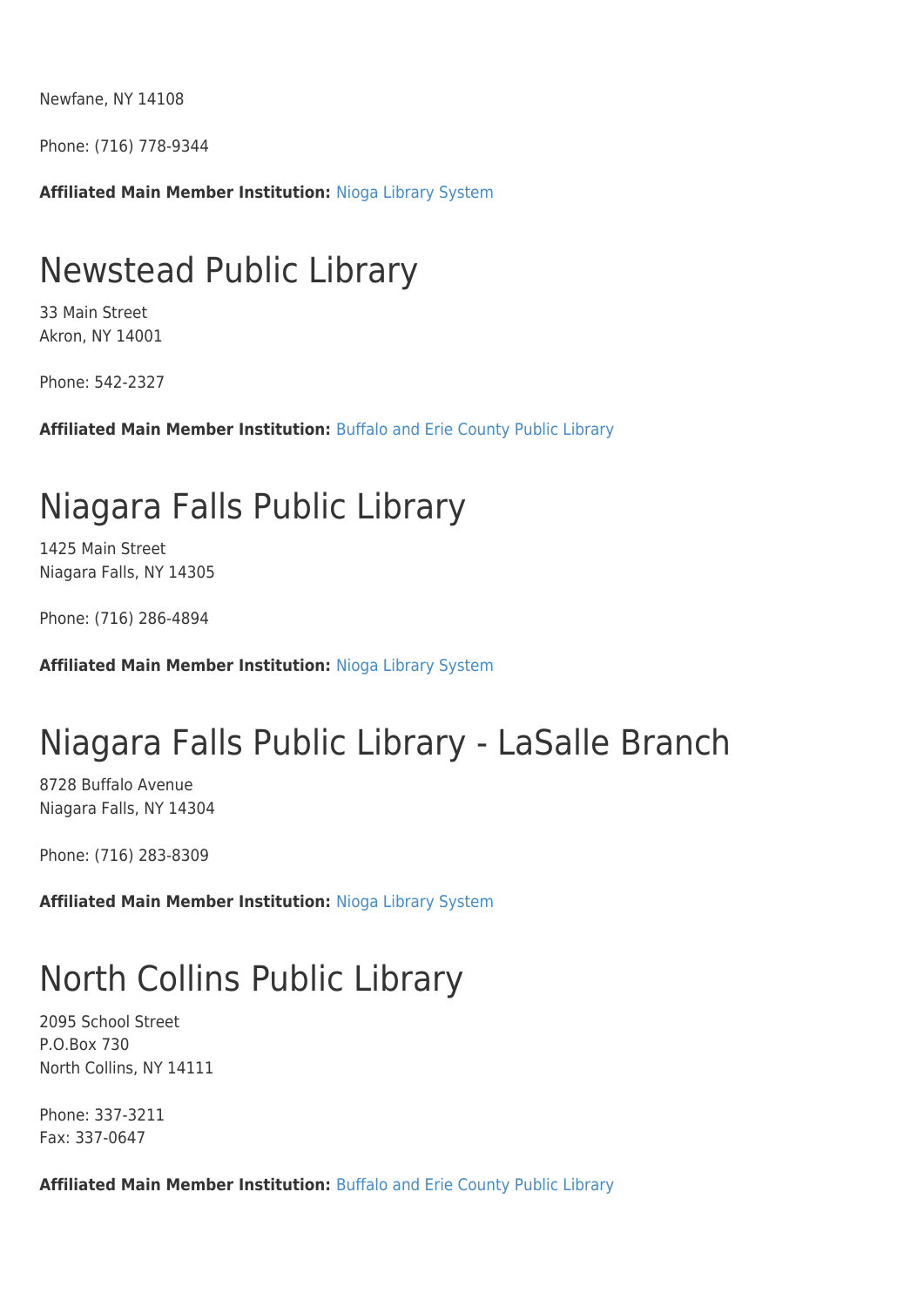Newfane, NY 14108

Phone: (716) 778-9344

**Affiliated Main Member Institution:** Nioga Library System

# Newstead Public Library

33 Main Street
Akron, NY 14001

Phone: 542-2327

**Affiliated Main Member Institution:** Buffalo and Erie County Public Library

# Niagara Falls Public Library

1425 Main Street
Niagara Falls, NY 14305

Phone: (716) 286-4894

**Affiliated Main Member Institution:** Nioga Library System

# Niagara Falls Public Library - LaSalle Branch

8728 Buffalo Avenue
Niagara Falls, NY 14304

Phone: (716) 283-8309

**Affiliated Main Member Institution:** Nioga Library System

# North Collins Public Library

2095 School Street
P.O.Box 730
North Collins, NY 14111

Phone: 337-3211
Fax: 337-0647

**Affiliated Main Member Institution:** Buffalo and Erie County Public Library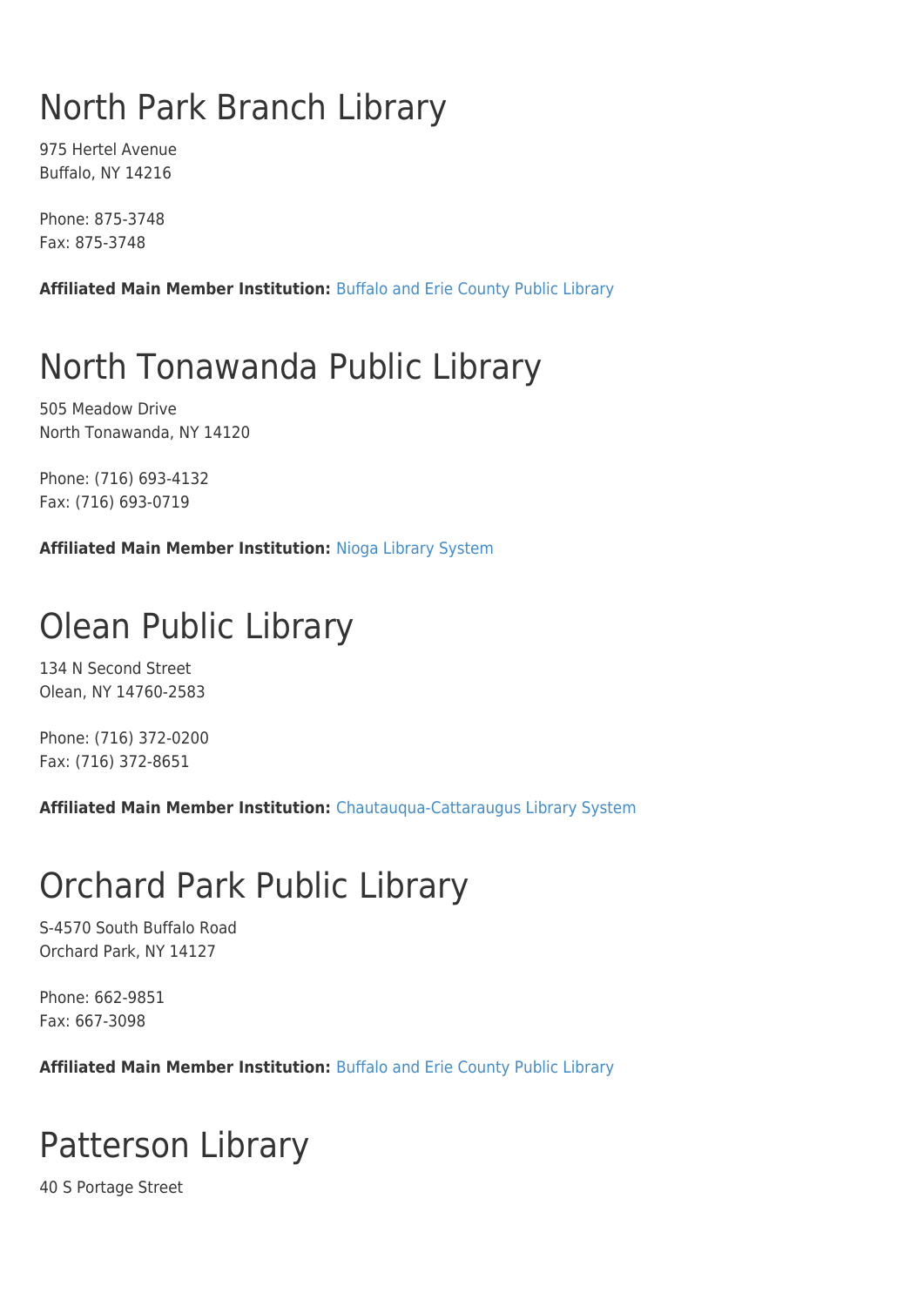# North Park Branch Library

975 Hertel Avenue
Buffalo, NY 14216

Phone: 875-3748
Fax: 875-3748

**Affiliated Main Member Institution:** Buffalo and Erie County Public Library

# North Tonawanda Public Library

505 Meadow Drive
North Tonawanda, NY 14120

Phone: (716) 693-4132
Fax: (716) 693-0719

**Affiliated Main Member Institution:** Nioga Library System

# Olean Public Library

134 N Second Street
Olean, NY 14760-2583

Phone: (716) 372-0200
Fax: (716) 372-8651

**Affiliated Main Member Institution:** Chautauqua-Cattaraugus Library System

# Orchard Park Public Library

S-4570 South Buffalo Road
Orchard Park, NY 14127

Phone: 662-9851
Fax: 667-3098

**Affiliated Main Member Institution:** Buffalo and Erie County Public Library

# Patterson Library

40 S Portage Street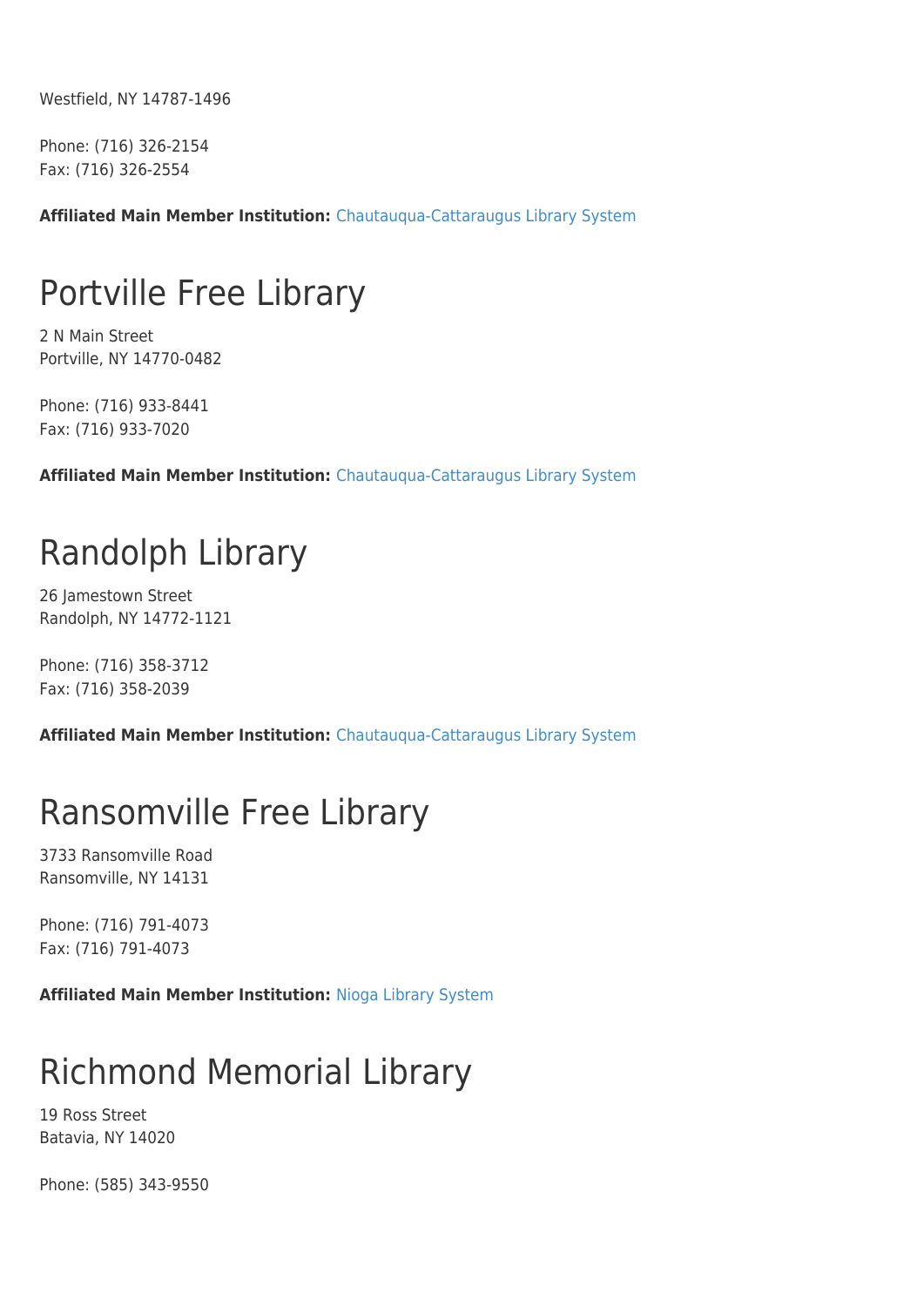Westfield, NY 14787-1496

Phone: (716) 326-2154
Fax: (716) 326-2554

**Affiliated Main Member Institution:** Chautauqua-Cattaraugus Library System

# Portville Free Library

2 N Main Street
Portville, NY 14770-0482

Phone: (716) 933-8441
Fax: (716) 933-7020

**Affiliated Main Member Institution:** Chautauqua-Cattaraugus Library System

# Randolph Library

26 Jamestown Street
Randolph, NY 14772-1121

Phone: (716) 358-3712
Fax: (716) 358-2039

**Affiliated Main Member Institution:** Chautauqua-Cattaraugus Library System

# Ransomville Free Library

3733 Ransomville Road
Ransomville, NY 14131

Phone: (716) 791-4073
Fax: (716) 791-4073

**Affiliated Main Member Institution:** Nioga Library System

# Richmond Memorial Library

19 Ross Street
Batavia, NY 14020

Phone: (585) 343-9550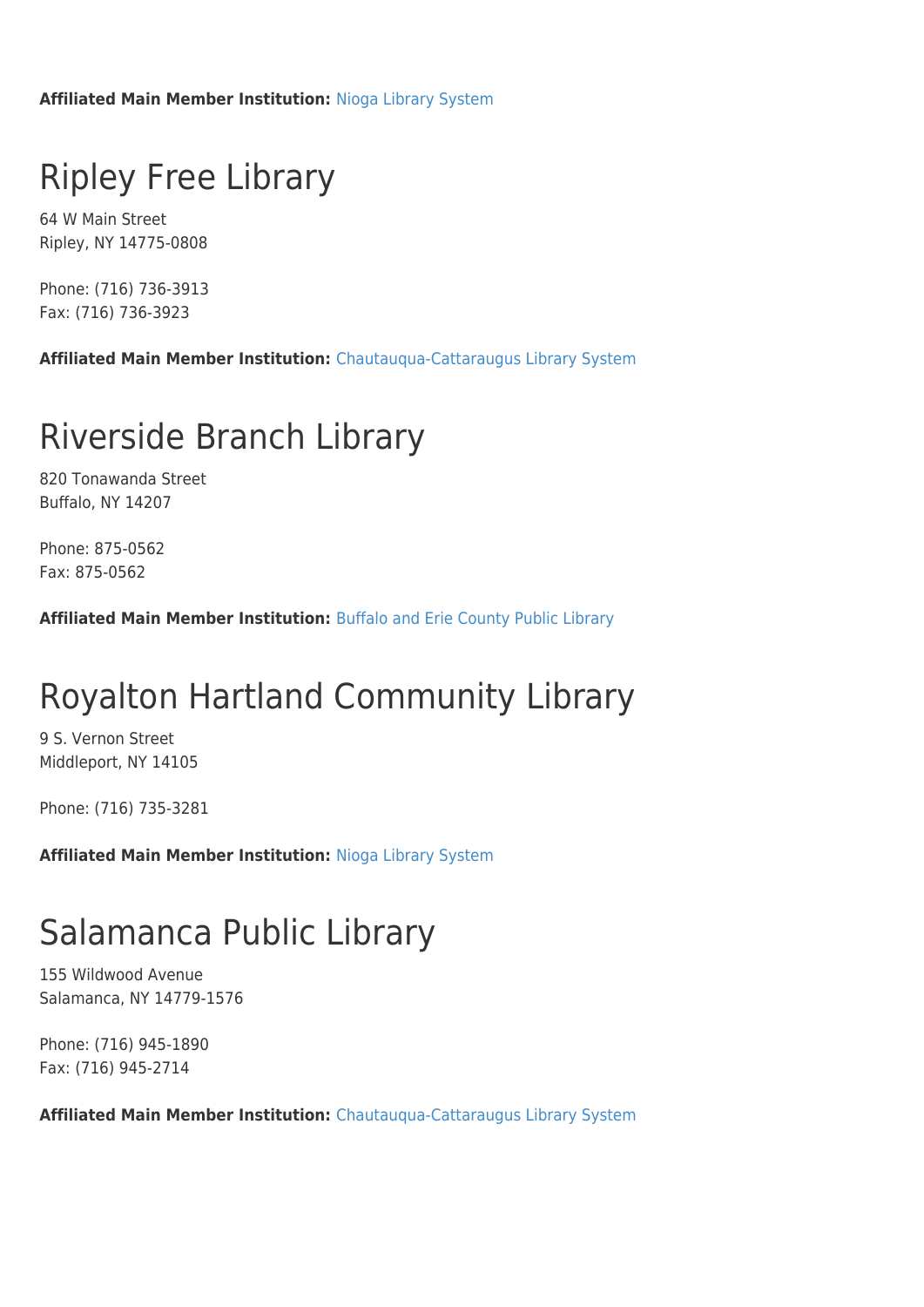**Affiliated Main Member Institution:** Nioga Library System

# Ripley Free Library

64 W Main Street
Ripley, NY 14775-0808

Phone: (716) 736-3913
Fax: (716) 736-3923

**Affiliated Main Member Institution:** Chautauqua-Cattaraugus Library System

# Riverside Branch Library

820 Tonawanda Street
Buffalo, NY 14207

Phone: 875-0562
Fax: 875-0562

**Affiliated Main Member Institution:** Buffalo and Erie County Public Library

# Royalton Hartland Community Library

9 S. Vernon Street
Middleport, NY 14105

Phone: (716) 735-3281

**Affiliated Main Member Institution:** Nioga Library System

# Salamanca Public Library

155 Wildwood Avenue
Salamanca, NY 14779-1576

Phone: (716) 945-1890
Fax: (716) 945-2714

**Affiliated Main Member Institution:** Chautauqua-Cattaraugus Library System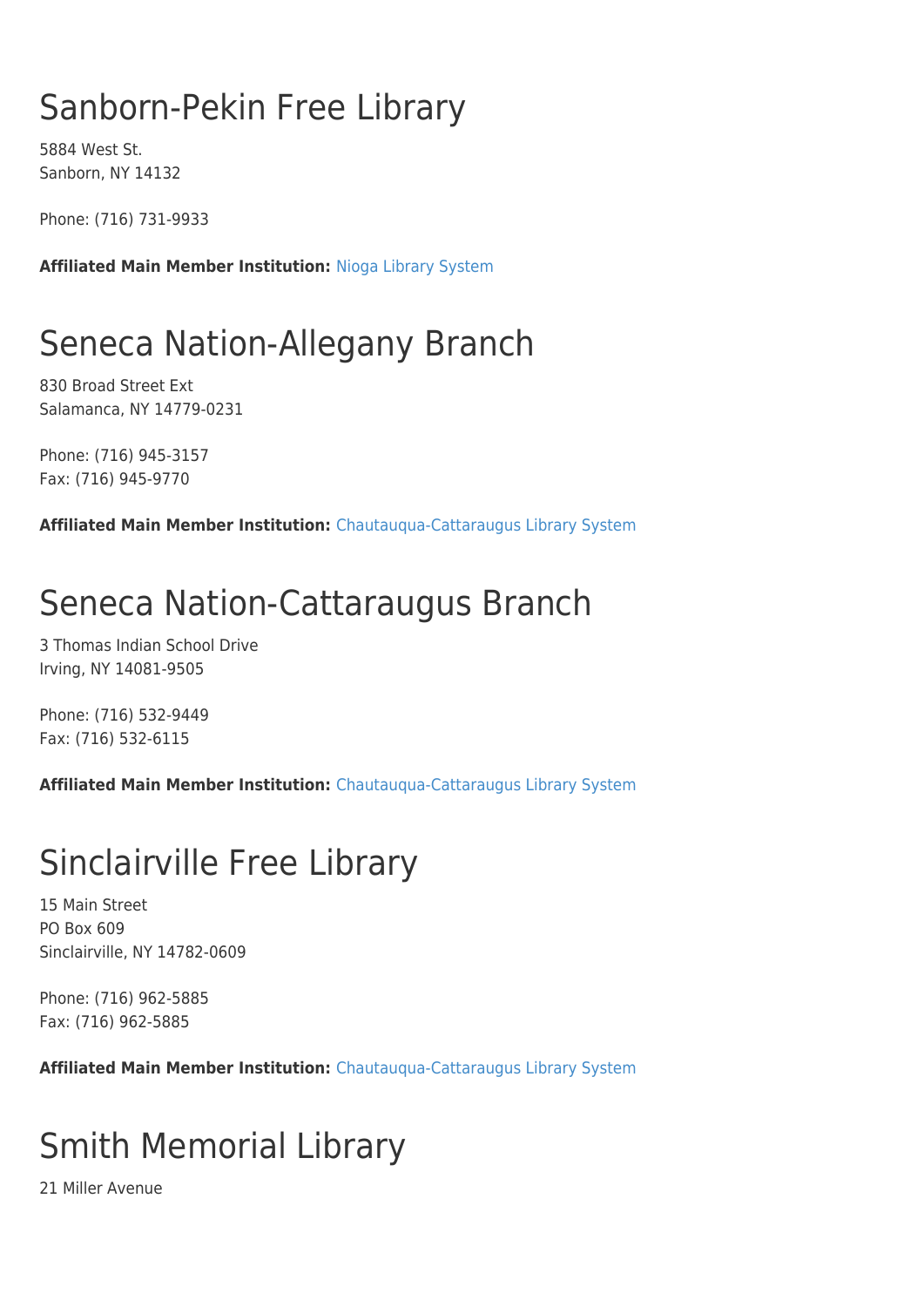# Sanborn-Pekin Free Library

5884 West St.
Sanborn, NY 14132

Phone: (716) 731-9933

**Affiliated Main Member Institution:** Nioga Library System

# Seneca Nation-Allegany Branch

830 Broad Street Ext
Salamanca, NY 14779-0231

Phone: (716) 945-3157
Fax: (716) 945-9770

**Affiliated Main Member Institution:** Chautauqua-Cattaraugus Library System

# Seneca Nation-Cattaraugus Branch

3 Thomas Indian School Drive
Irving, NY 14081-9505

Phone: (716) 532-9449
Fax: (716) 532-6115

**Affiliated Main Member Institution:** Chautauqua-Cattaraugus Library System

# Sinclairville Free Library

15 Main Street
PO Box 609
Sinclairville, NY 14782-0609

Phone: (716) 962-5885
Fax: (716) 962-5885

**Affiliated Main Member Institution:** Chautauqua-Cattaraugus Library System

# Smith Memorial Library

21 Miller Avenue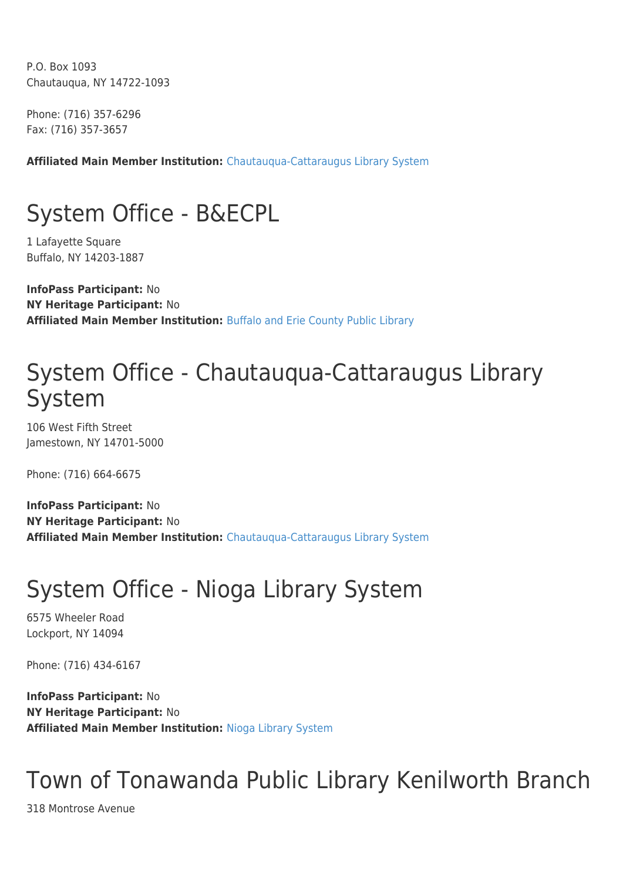P.O. Box 1093
Chautauqua, NY 14722-1093

Phone: (716) 357-6296
Fax: (716) 357-3657

**Affiliated Main Member Institution:** Chautauqua-Cattaraugus Library System

# System Office - B&ECPL

1 Lafayette Square
Buffalo, NY 14203-1887

**InfoPass Participant:** No
**NY Heritage Participant:** No
**Affiliated Main Member Institution:** Buffalo and Erie County Public Library

# System Office - Chautauqua-Cattaraugus Library System

106 West Fifth Street
Jamestown, NY 14701-5000

Phone: (716) 664-6675

**InfoPass Participant:** No
**NY Heritage Participant:** No
**Affiliated Main Member Institution:** Chautauqua-Cattaraugus Library System

# System Office - Nioga Library System

6575 Wheeler Road
Lockport, NY 14094

Phone: (716) 434-6167

**InfoPass Participant:** No
**NY Heritage Participant:** No
**Affiliated Main Member Institution:** Nioga Library System

# Town of Tonawanda Public Library Kenilworth Branch

318 Montrose Avenue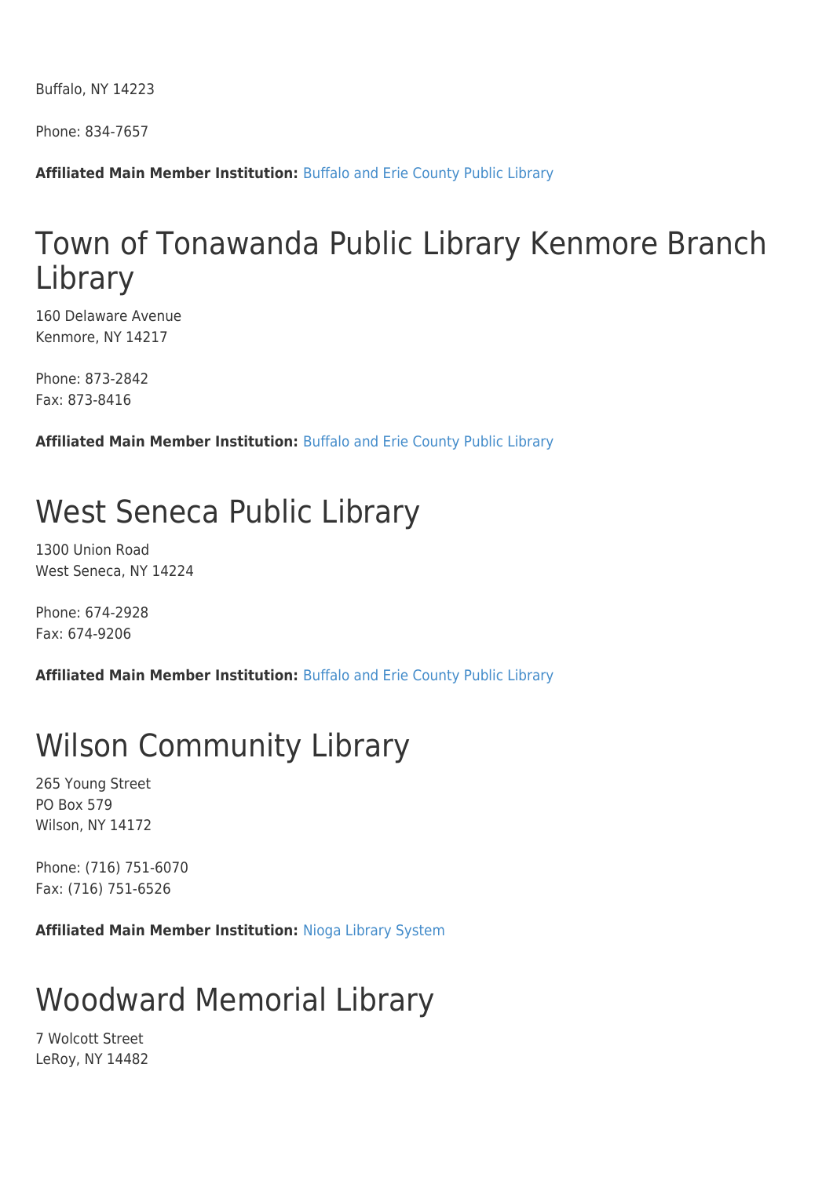Buffalo, NY 14223

Phone: 834-7657

**Affiliated Main Member Institution:** Buffalo and Erie County Public Library

# Town of Tonawanda Public Library Kenmore Branch Library

160 Delaware Avenue
Kenmore, NY 14217

Phone: 873-2842
Fax: 873-8416

**Affiliated Main Member Institution:** Buffalo and Erie County Public Library

# West Seneca Public Library

1300 Union Road
West Seneca, NY 14224

Phone: 674-2928
Fax: 674-9206

**Affiliated Main Member Institution:** Buffalo and Erie County Public Library

# Wilson Community Library

265 Young Street
PO Box 579
Wilson, NY 14172

Phone: (716) 751-6070
Fax: (716) 751-6526

**Affiliated Main Member Institution:** Nioga Library System

# Woodward Memorial Library

7 Wolcott Street
LeRoy, NY 14482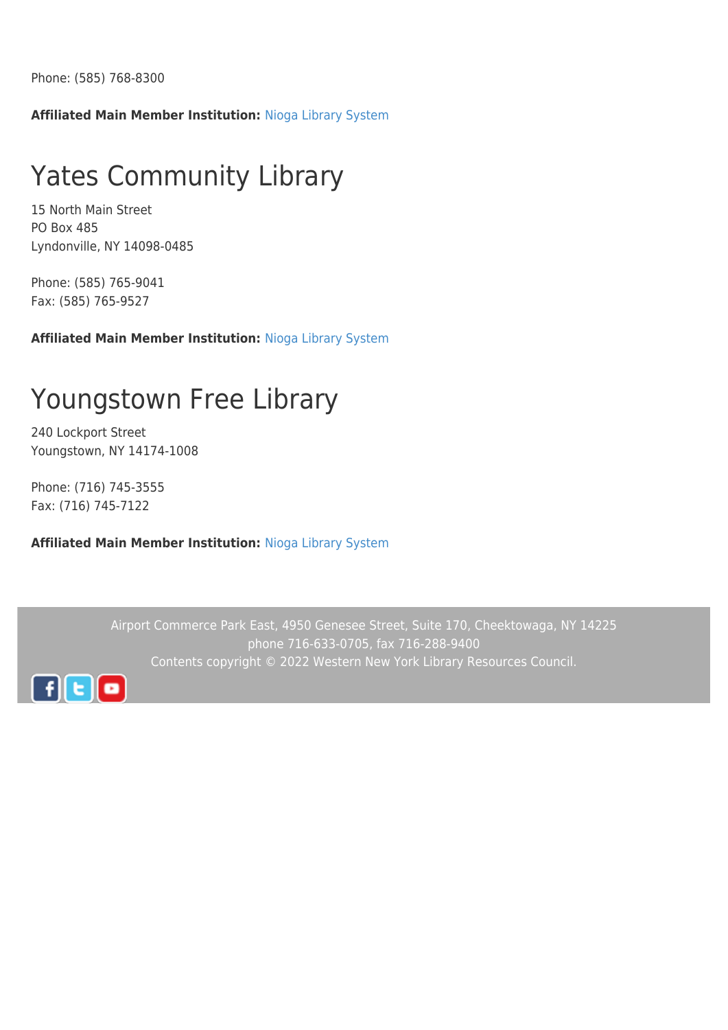Phone: (585) 768-8300

**Affiliated Main Member Institution:** Nioga Library System

## Yates Community Library

15 North Main Street
PO Box 485
Lyndonville, NY 14098-0485

Phone: (585) 765-9041
Fax: (585) 765-9527

**Affiliated Main Member Institution:** Nioga Library System

## Youngstown Free Library

240 Lockport Street
Youngstown, NY 14174-1008

Phone: (716) 745-3555
Fax: (716) 745-7122

**Affiliated Main Member Institution:** Nioga Library System

Airport Commerce Park East, 4950 Genesee Street, Suite 170, Cheektowaga, NY 14225
phone 716-633-0705, fax 716-288-9400
Contents copyright © 2022 Western New York Library Resources Council.